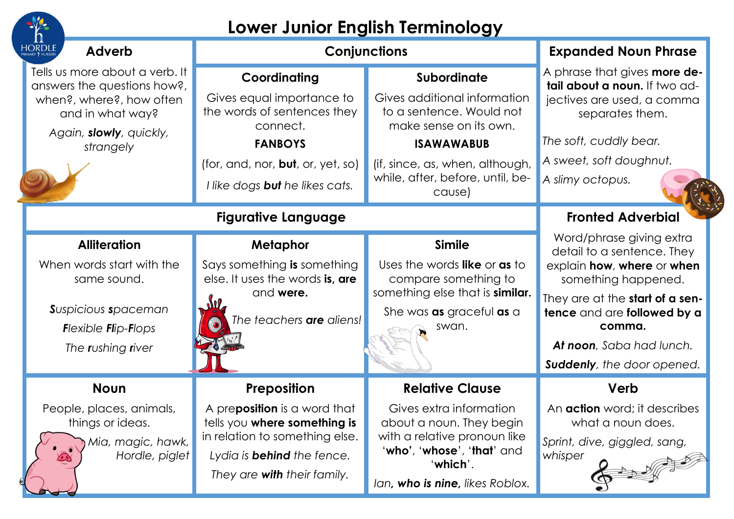# Lower Junior English Terminology

## Adverb

Tells us more about a verb. It answers the questions how?, when?, where?, how often and in what way?

*Again, **slowly**, quickly, strangely*

## Conjunctions

### Coordinating

Gives equal importance to the words of sentences they connect.

**FANBOYS**

(for, and, nor, **but**, or, yet, so)

*I like dogs **but** he likes cats.*

### Subordinate

Gives additional information to a sentence. Would not make sense on its own.

**ISAWAWABUB**

(if, since, as, when, although, while, after, before, until, because)

## Expanded Noun Phrase

A phrase that gives **more detail about a noun.** If two adjectives are used, a comma separates them.

*The soft, cuddly bear.*

*A sweet, soft doughnut.*

*A slimy octopus.*

## Figurative Language

### Alliteration

When words start with the same sound.

***S**uspicious **s**paceman*

***Fl**exible **Fl**ip-**F**lops*

*The **r**ushing **r**iver*

### Metaphor

Says something **is** something else. It uses the words **is, are** and **were.**

*The teachers **are** aliens!*

### Simile

Uses the words **like** or **as** to compare something to something else that is **similar.**

She was **as** graceful **as** a swan.

## Fronted Adverbial

Word/phrase giving extra detail to a sentence. They explain **how**, **where** or **when** something happened.

They are at the **start of a sentence** and are **followed by a comma.**

***At noon**, Saba had lunch.*

***Suddenly**, the door opened.*

## Noun

People, places, animals, things or ideas.

*Mia, magic, hawk, Hordle, piglet*

## Preposition

A pre**position** is a word that tells you **where something is** in relation to something else.

*Lydia is **behind** the fence.*

*They are **with** their family.*

## Relative Clause

Gives extra information about a noun. They begin with a relative pronoun like '**who**', '**whose**', '**that**' and '**which**'.

*Ian**, who is nine,** likes Roblox.*

## Verb

An **action** word; it describes what a noun does.

*Sprint, dive, giggled, sang, whisper*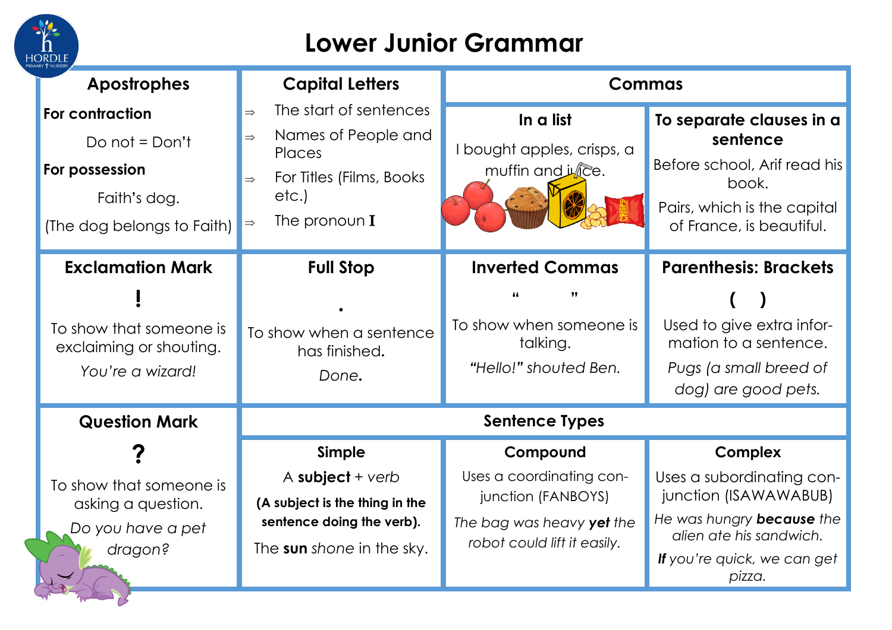# Lower Junior Grammar

## Apostrophes

**For contraction**

Do not = Don't

**For possession**

Faith's dog.

(The dog belongs to Faith)

## Capital Letters

⇒ The start of sentences

⇒ Names of People and Places

⇒ For Titles (Films, Books etc.)

⇒ The pronoun **I**

## Commas

### In a list

I bought apples, crisps, a muffin and juice.

### To separate clauses in a sentence

Before school, Arif read his book.

Pairs, which is the capital of France, is beautiful.

## Exclamation Mark

**!**

To show that someone is exclaiming or shouting.

*You're a wizard!*

## Full Stop

**.**

To show when a sentence has finished**.**

*Done***.**

## Inverted Commas

**" "**

To show when someone is talking.

*"Hello!" shouted Ben.*

## Parenthesis: Brackets

**( )**

Used to give extra information to a sentence.

*Pugs (a small breed of dog) are good pets.*

## Question Mark

**?**

To show that someone is asking a question.

*Do you have a pet dragon?*

## Sentence Types

### Simple

A **subject** + *verb*

**(A subject is the thing in the sentence doing the verb).**

The **sun** *shone* in the sky.

### Compound

Uses a coordinating conjunction (FANBOYS)

*The bag was heavy **yet** the robot could lift it easily.*

### Complex

Uses a subordinating conjunction (ISAWAWABUB)

*He was hungry **because** the alien ate his sandwich.*

***If** you're quick, we can get pizza.*